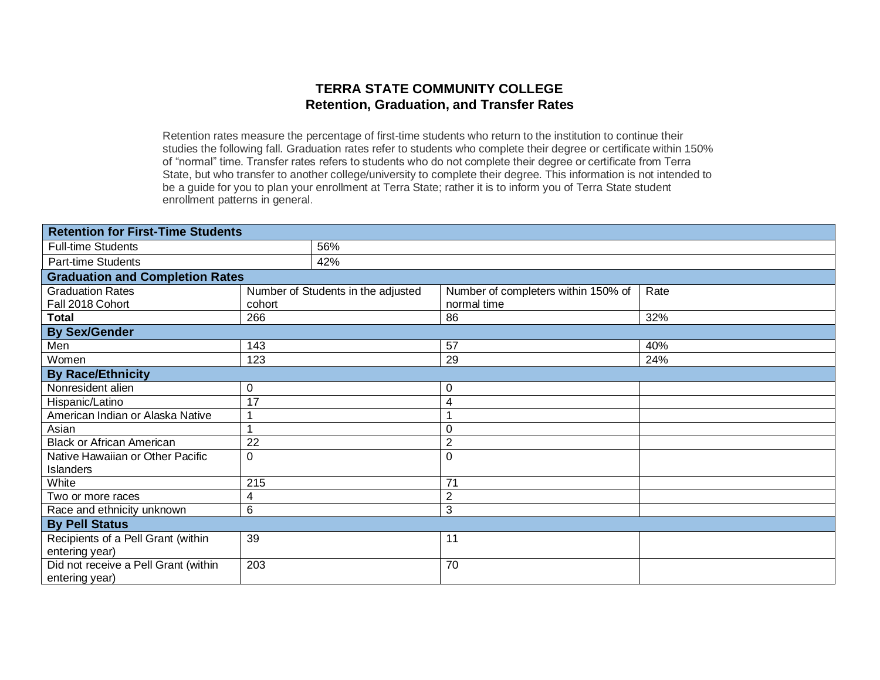# TERRA STATE COMMUNITY COLLEGE
## Retention, Graduation, and Transfer Rates

Retention rates measure the percentage of first-time students who return to the institution to continue their studies the following fall. Graduation rates refer to students who complete their degree or certificate within 150% of "normal" time. Transfer rates refers to students who do not complete their degree or certificate from Terra State, but who transfer to another college/university to complete their degree. This information is not intended to be a guide for you to plan your enrollment at Terra State; rather it is to inform you of Terra State student enrollment patterns in general.

| **Retention for First-Time Students** | | | |
|---|---|---|---|
| Full-time Students | 56% | | |
| Part-time Students | 42% | | |
| **Graduation and Completion Rates** | | | |
| Graduation Rates Fall 2018 Cohort | Number of Students in the adjusted cohort | Number of completers within 150% of normal time | Rate |
| **Total** | 266 | 86 | 32% |
| **By Sex/Gender** | | | |
| Men | 143 | 57 | 40% |
| Women | 123 | 29 | 24% |
| **By Race/Ethnicity** | | | |
| Nonresident alien | 0 | 0 | |
| Hispanic/Latino | 17 | 4 | |
| American Indian or Alaska Native | 1 | 1 | |
| Asian | 1 | 0 | |
| Black or African American | 22 | 2 | |
| Native Hawaiian or Other Pacific Islanders | 0 | 0 | |
| White | 215 | 71 | |
| Two or more races | 4 | 2 | |
| Race and ethnicity unknown | 6 | 3 | |
| **By Pell Status** | | | |
| Recipients of a Pell Grant (within entering year) | 39 | 11 | |
| Did not receive a Pell Grant (within entering year) | 203 | 70 | |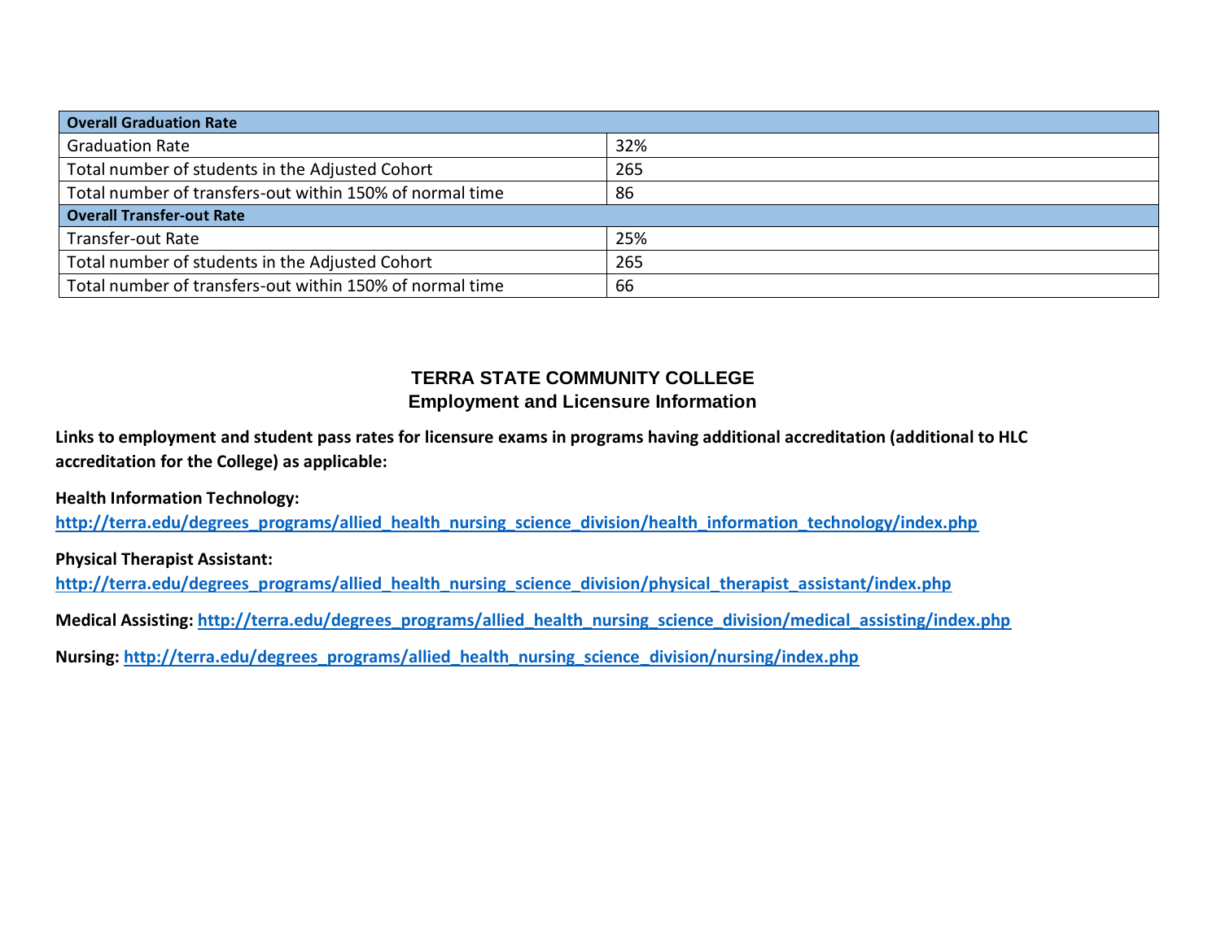| Overall Graduation Rate | |
|---|---|
| Graduation Rate | 32% |
| Total number of students in the Adjusted Cohort | 265 |
| Total number of transfers-out within 150% of normal time | 86 |
| **Overall Transfer-out Rate** | |
| Transfer-out Rate | 25% |
| Total number of students in the Adjusted Cohort | 265 |
| Total number of transfers-out within 150% of normal time | 66 |

# TERRA STATE COMMUNITY COLLEGE
## Employment and Licensure Information

**Links to employment and student pass rates for licensure exams in programs having additional accreditation (additional to HLC accreditation for the College) as applicable:**

**Health Information Technology:**
http://terra.edu/degrees_programs/allied_health_nursing_science_division/health_information_technology/index.php

**Physical Therapist Assistant:**
http://terra.edu/degrees_programs/allied_health_nursing_science_division/physical_therapist_assistant/index.php

**Medical Assisting:** http://terra.edu/degrees_programs/allied_health_nursing_science_division/medical_assisting/index.php

**Nursing:** http://terra.edu/degrees_programs/allied_health_nursing_science_division/nursing/index.php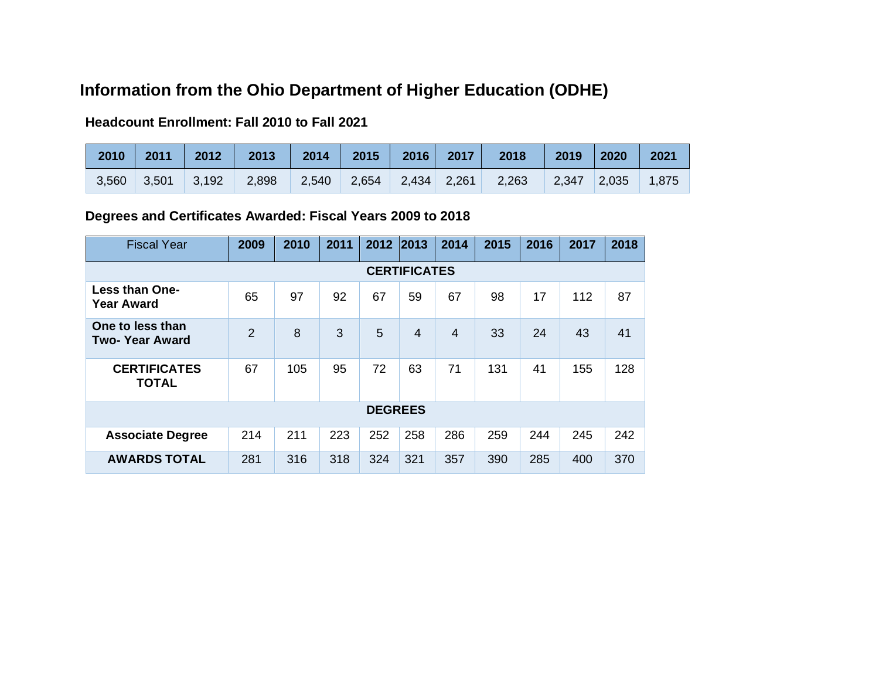## Information from the Ohio Department of Higher Education (ODHE)

### Headcount Enrollment: Fall 2010 to Fall 2021

| 2010 | 2011 | 2012 | 2013 | 2014 | 2015 | 2016 | 2017 | 2018 | 2019 | 2020 | 2021 |
|---|---|---|---|---|---|---|---|---|---|---|---|
| 3,560 | 3,501 | 3,192 | 2,898 | 2,540 | 2,654 | 2,434 | 2,261 | 2,263 | 2,347 | 2,035 | 1,875 |

### Degrees and Certificates Awarded: Fiscal Years 2009 to 2018

| Fiscal Year | 2009 | 2010 | 2011 | 2012 | 2013 | 2014 | 2015 | 2016 | 2017 | 2018 |
|---|---|---|---|---|---|---|---|---|---|---|
| **CERTIFICATES** | | | | | | | | | | |
| **Less than One-Year Award** | 65 | 97 | 92 | 67 | 59 | 67 | 98 | 17 | 112 | 87 |
| **One to less than Two- Year Award** | 2 | 8 | 3 | 5 | 4 | 4 | 33 | 24 | 43 | 41 |
| **CERTIFICATES TOTAL** | 67 | 105 | 95 | 72 | 63 | 71 | 131 | 41 | 155 | 128 |
| **DEGREES** | | | | | | | | | | |
| **Associate Degree** | 214 | 211 | 223 | 252 | 258 | 286 | 259 | 244 | 245 | 242 |
| **AWARDS TOTAL** | 281 | 316 | 318 | 324 | 321 | 357 | 390 | 285 | 400 | 370 |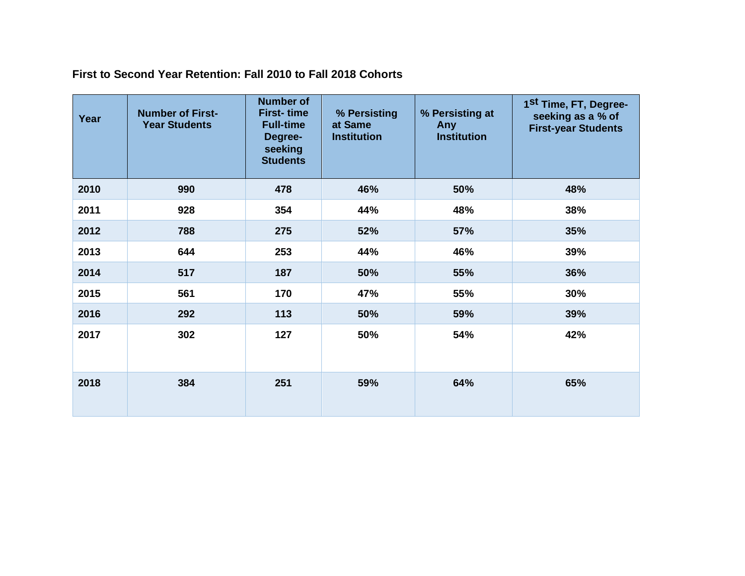**First to Second Year Retention: Fall 2010 to Fall 2018 Cohorts**

| Year | Number of First-Year Students | Number of First- time Full-time Degree-seeking Students | % Persisting at Same Institution | % Persisting at Any Institution | 1st Time, FT, Degree-seeking as a % of First-year Students |
|---|---|---|---|---|---|
| 2010 | 990 | 478 | 46% | 50% | 48% |
| 2011 | 928 | 354 | 44% | 48% | 38% |
| 2012 | 788 | 275 | 52% | 57% | 35% |
| 2013 | 644 | 253 | 44% | 46% | 39% |
| 2014 | 517 | 187 | 50% | 55% | 36% |
| 2015 | 561 | 170 | 47% | 55% | 30% |
| 2016 | 292 | 113 | 50% | 59% | 39% |
| 2017 | 302 | 127 | 50% | 54% | 42% |
| 2018 | 384 | 251 | 59% | 64% | 65% |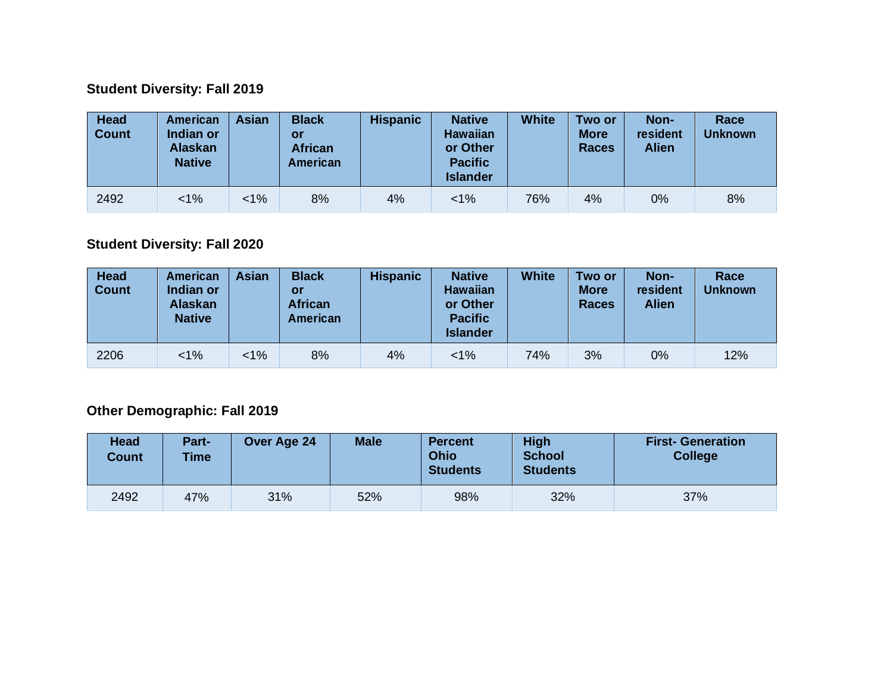**Student Diversity: Fall 2019**

| Head Count | American Indian or Alaskan Native | Asian | Black or African American | Hispanic | Native Hawaiian or Other Pacific Islander | White | Two or More Races | Non-resident Alien | Race Unknown |
|---|---|---|---|---|---|---|---|---|---|
| 2492 | <1% | <1% | 8% | 4% | <1% | 76% | 4% | 0% | 8% |

**Student Diversity: Fall 2020**

| Head Count | American Indian or Alaskan Native | Asian | Black or African American | Hispanic | Native Hawaiian or Other Pacific Islander | White | Two or More Races | Non-resident Alien | Race Unknown |
|---|---|---|---|---|---|---|---|---|---|
| 2206 | <1% | <1% | 8% | 4% | <1% | 74% | 3% | 0% | 12% |

**Other Demographic: Fall 2019**

| Head Count | Part-Time | Over Age 24 | Male | Percent Ohio Students | High School Students | First- Generation College |
|---|---|---|---|---|---|---|
| 2492 | 47% | 31% | 52% | 98% | 32% | 37% |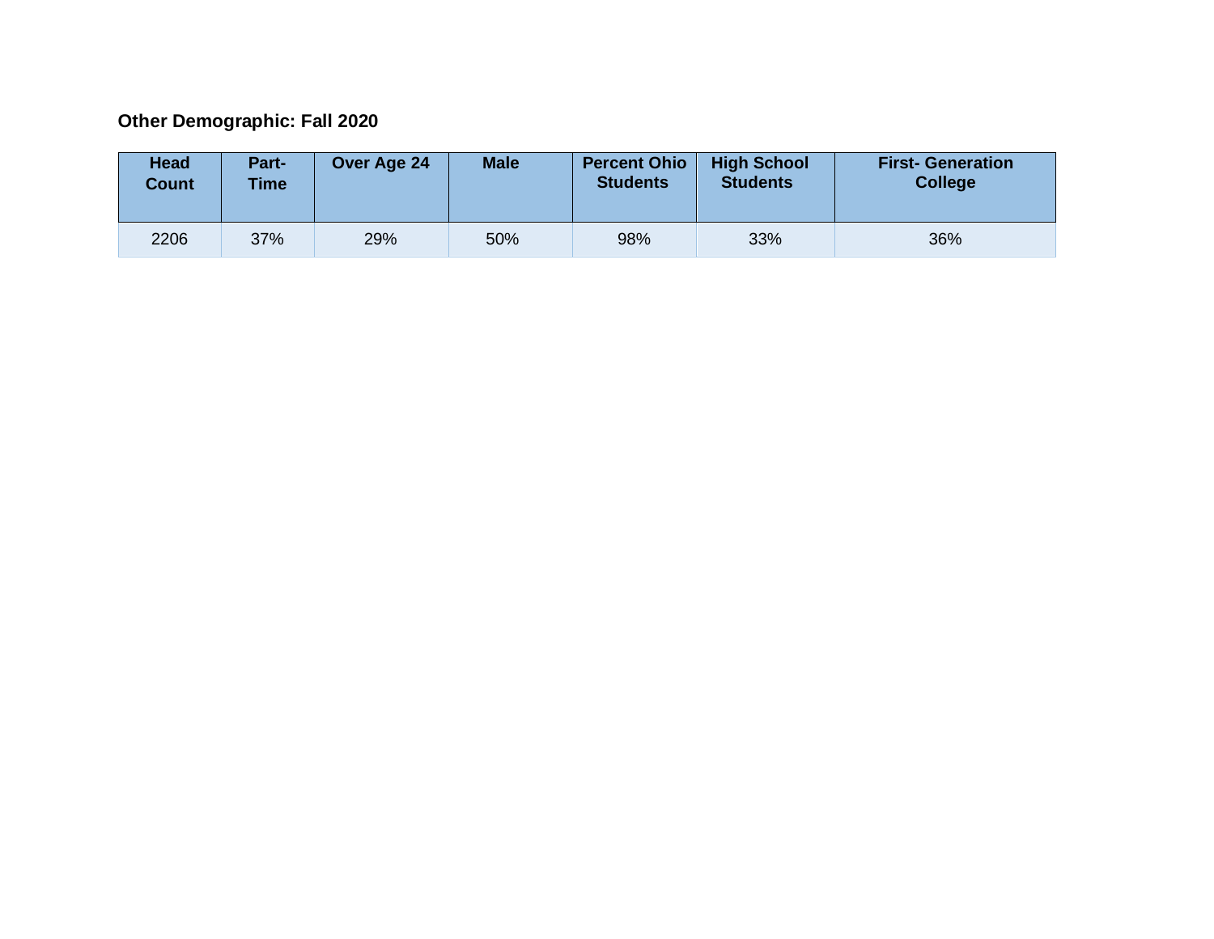**Other Demographic: Fall 2020**

| Head Count | Part-Time | Over Age 24 | Male | Percent Ohio Students | High School Students | First- Generation College |
|---|---|---|---|---|---|---|
| 2206 | 37% | 29% | 50% | 98% | 33% | 36% |